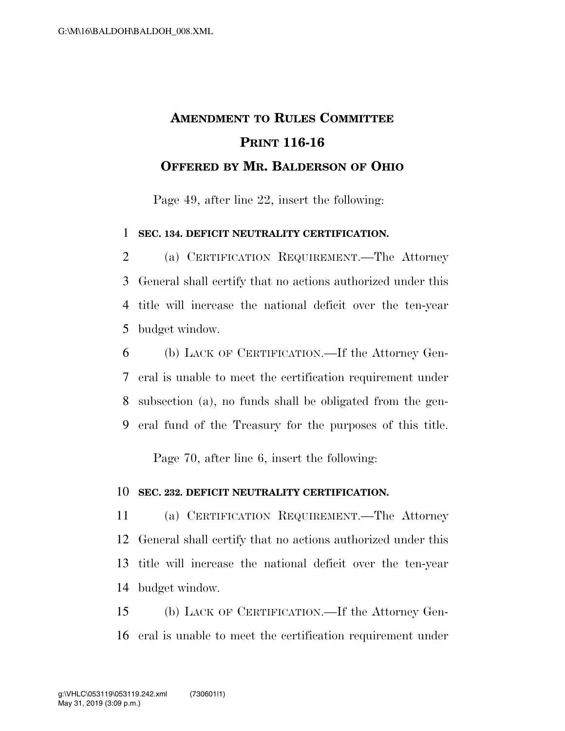# AMENDMENT TO RULES COMMITTEE PRINT 116-16

## OFFERED BY MR. BALDERSON OF OHIO

Page 49, after line 22, insert the following:

**SEC. 134. DEFICIT NEUTRALITY CERTIFICATION.**

(a) CERTIFICATION REQUIREMENT.—The Attorney General shall certify that no actions authorized under this title will increase the national deficit over the ten-year budget window.

(b) LACK OF CERTIFICATION.—If the Attorney General is unable to meet the certification requirement under subsection (a), no funds shall be obligated from the general fund of the Treasury for the purposes of this title.

Page 70, after line 6, insert the following:

**SEC. 232. DEFICIT NEUTRALITY CERTIFICATION.**

(a) CERTIFICATION REQUIREMENT.—The Attorney General shall certify that no actions authorized under this title will increase the national deficit over the ten-year budget window.

(b) LACK OF CERTIFICATION.—If the Attorney General is unable to meet the certification requirement under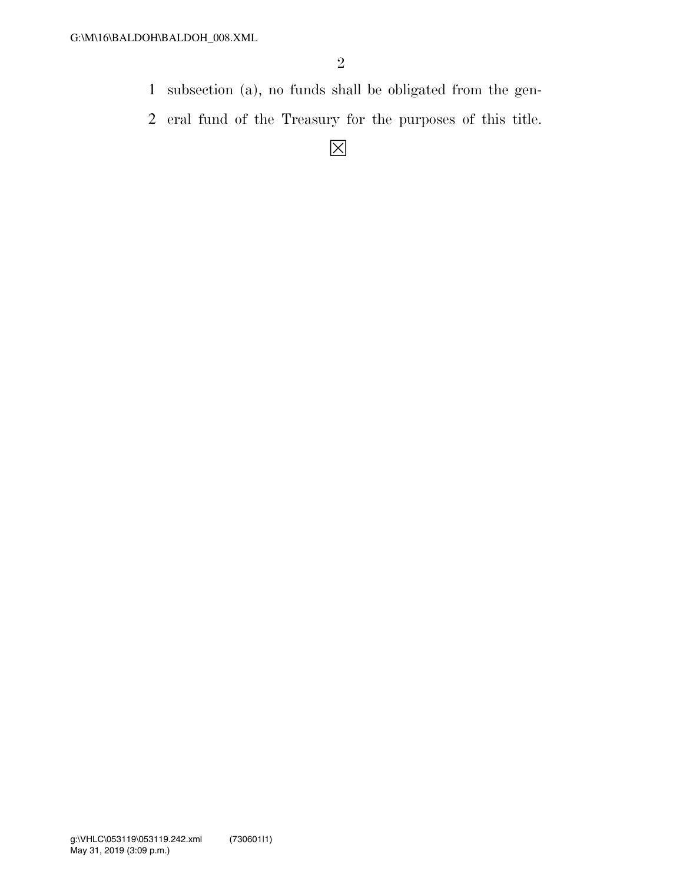subsection (a), no funds shall be obligated from the general fund of the Treasury for the purposes of this title.